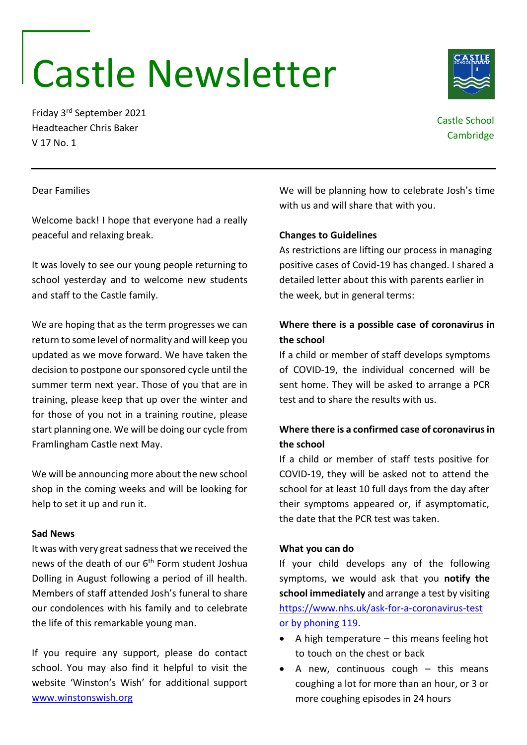# Castle Newsletter

Friday 3rd September 2021
Headteacher Chris Baker
V 17 No. 1

Castle School
Cambridge

---

Dear Families

Welcome back! I hope that everyone had a really peaceful and relaxing break.

It was lovely to see our young people returning to school yesterday and to welcome new students and staff to the Castle family.

We are hoping that as the term progresses we can return to some level of normality and will keep you updated as we move forward. We have taken the decision to postpone our sponsored cycle until the summer term next year. Those of you that are in training, please keep that up over the winter and for those of you not in a training routine, please start planning one. We will be doing our cycle from Framlingham Castle next May.

We will be announcing more about the new school shop in the coming weeks and will be looking for help to set it up and run it.

**Sad News**

It was with very great sadness that we received the news of the death of our 6th Form student Joshua Dolling in August following a period of ill health. Members of staff attended Josh's funeral to share our condolences with his family and to celebrate the life of this remarkable young man.

If you require any support, please do contact school. You may also find it helpful to visit the website 'Winston's Wish' for additional support [www.winstonswish.org](www.winstonswish.org)

We will be planning how to celebrate Josh's time with us and will share that with you.

**Changes to Guidelines**

As restrictions are lifting our process in managing positive cases of Covid-19 has changed. I shared a detailed letter about this with parents earlier in the week, but in general terms:

**Where there is a possible case of coronavirus in the school**

If a child or member of staff develops symptoms of COVID-19, the individual concerned will be sent home. They will be asked to arrange a PCR test and to share the results with us.

**Where there is a confirmed case of coronavirus in the school**

If a child or member of staff tests positive for COVID-19, they will be asked not to attend the school for at least 10 full days from the day after their symptoms appeared or, if asymptomatic, the date that the PCR test was taken.

**What you can do**

If your child develops any of the following symptoms, we would ask that you **notify the school immediately** and arrange a test by visiting [https://www.nhs.uk/ask-for-a-coronavirus-test or by phoning 119](https://www.nhs.uk/ask-for-a-coronavirus-test).

- A high temperature – this means feeling hot to touch on the chest or back
- A new, continuous cough – this means coughing a lot for more than an hour, or 3 or more coughing episodes in 24 hours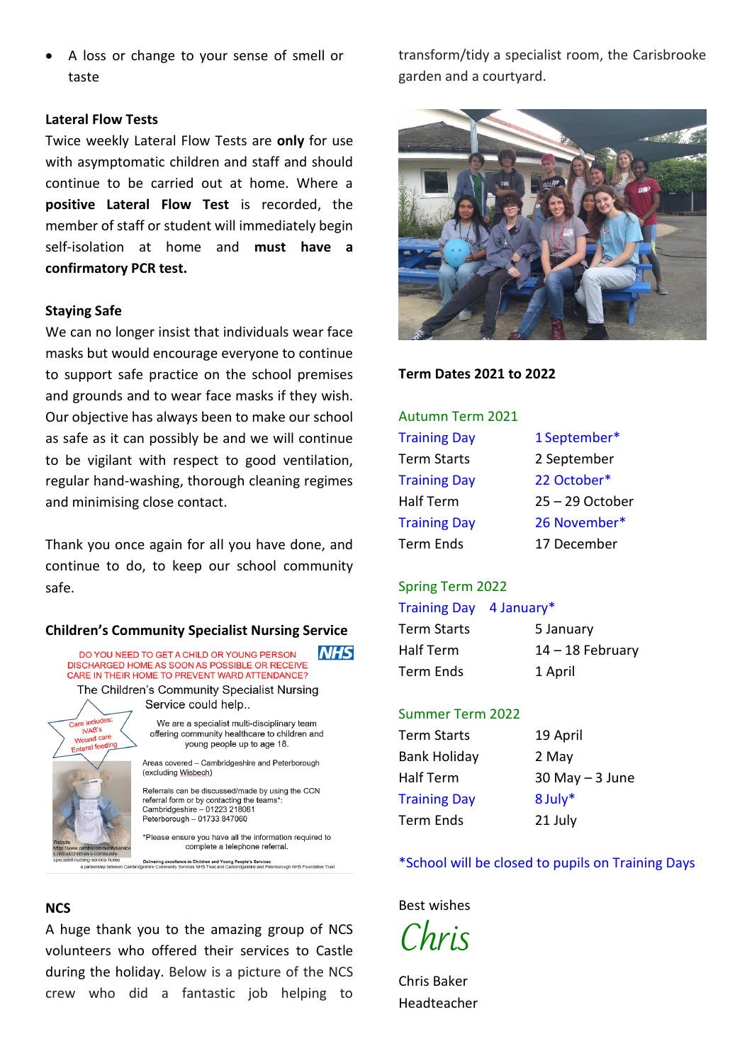- A loss or change to your sense of smell or taste

**Lateral Flow Tests**

Twice weekly Lateral Flow Tests are **only** for use with asymptomatic children and staff and should continue to be carried out at home. Where a **positive Lateral Flow Test** is recorded, the member of staff or student will immediately begin self-isolation at home and **must have a confirmatory PCR test.**

**Staying Safe**

We can no longer insist that individuals wear face masks but would encourage everyone to continue to support safe practice on the school premises and grounds and to wear face masks if they wish. Our objective has always been to make our school as safe as it can possibly be and we will continue to be vigilant with respect to good ventilation, regular hand-washing, thorough cleaning regimes and minimising close contact.

Thank you once again for all you have done, and continue to do, to keep our school community safe.

**Children's Community Specialist Nursing Service**

DO YOU NEED TO GET A CHILD OR YOUNG PERSON DISCHARGED HOME AS SOON AS POSSIBLE OR RECEIVE CARE IN THEIR HOME TO PREVENT WARD ATTENDANCE?

NHS

The Children's Community Specialist Nursing Service could help..

Care includes: IVAB's Wound care Enteral feeding

We are a specialist multi-disciplinary team offering community healthcare to children and young people up to age 18.

Areas covered – Cambridgeshire and Peterborough (excluding Wisbech)

Referrals can be discussed/made by using the CCN referral form or by contacting the teams*:
Cambridgeshire – 01223 218061
Peterborough – 01733 847060

*Please ensure you have all the information required to complete a telephone referral.

Website https://www.cambscommunityservices.nhs.uk/children-s-community-specialist-nursing-service-home

Delivering excellence in Children and Young People's Services: a partnership between Cambridgeshire Community Services NHS Trust and Cambridgeshire and Peterborough NHS Foundation Trust

**NCS**

A huge thank you to the amazing group of NCS volunteers who offered their services to Castle during the holiday. Below is a picture of the NCS crew who did a fantastic job helping to transform/tidy a specialist room, the Carisbrooke garden and a courtyard.

**Term Dates 2021 to 2022**

Autumn Term 2021

| | |
|---|---|
| Training Day | 1 September* |
| Term Starts | 2 September |
| Training Day | 22 October* |
| Half Term | 25 – 29 October |
| Training Day | 26 November* |
| Term Ends | 17 December |

Spring Term 2022

| | |
|---|---|
| Training Day | 4 January* |
| Term Starts | 5 January |
| Half Term | 14 – 18 February |
| Term Ends | 1 April |

Summer Term 2022

| | |
|---|---|
| Term Starts | 19 April |
| Bank Holiday | 2 May |
| Half Term | 30 May – 3 June |
| Training Day | 8 July* |
| Term Ends | 21 July |

*School will be closed to pupils on Training Days

Best wishes

*Chris*

Chris Baker
Headteacher